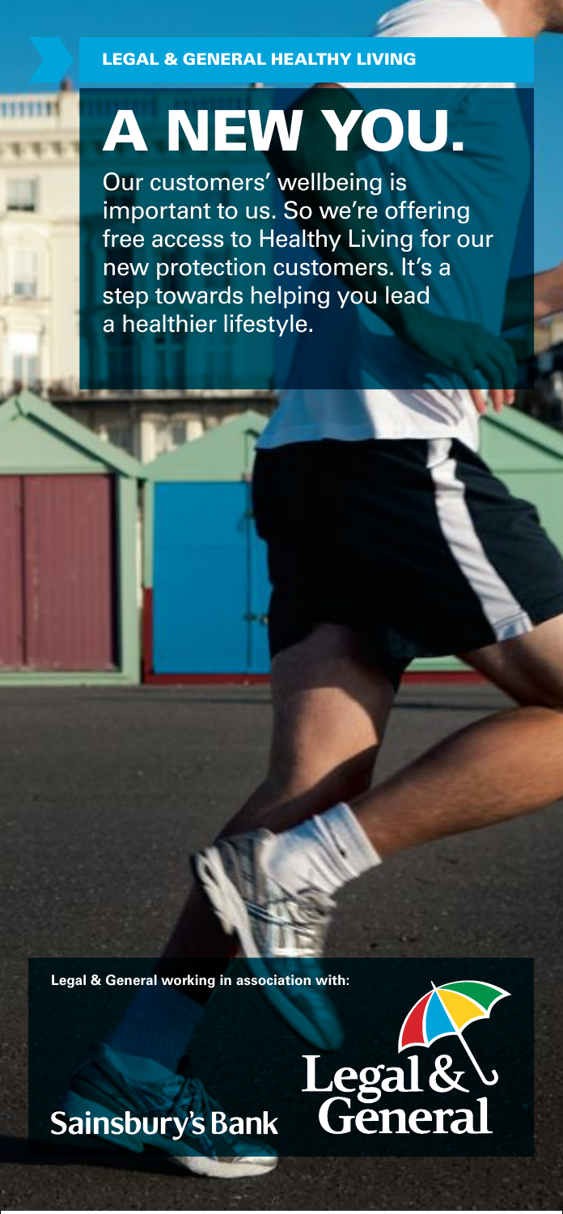LEGAL & GENERAL HEALTHY LIVING

# A NEW YOU.

Our customers' wellbeing is important to us. So we're offering free access to Healthy Living for our new protection customers. It's a step towards helping you lead a healthier lifestyle.

**Legal & General working in association with:**

Sainsbury's Bank

Legal & General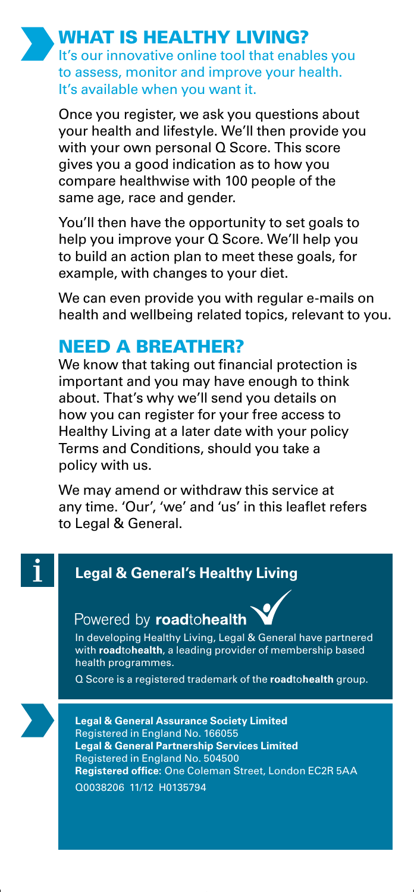## WHAT IS HEALTHY LIVING?

It's our innovative online tool that enables you to assess, monitor and improve your health. It's available when you want it.

Once you register, we ask you questions about your health and lifestyle. We'll then provide you with your own personal Q Score. This score gives you a good indication as to how you compare healthwise with 100 people of the same age, race and gender.

You'll then have the opportunity to set goals to help you improve your Q Score. We'll help you to build an action plan to meet these goals, for example, with changes to your diet.

We can even provide you with regular e-mails on health and wellbeing related topics, relevant to you.

## NEED A BREATHER?

We know that taking out financial protection is important and you may have enough to think about. That's why we'll send you details on how you can register for your free access to Healthy Living at a later date with your policy Terms and Conditions, should you take a policy with us.

We may amend or withdraw this service at any time. 'Our', 'we' and 'us' in this leaflet refers to Legal & General.

**Legal & General's Healthy Living**

Powered by **road**to**health**

In developing Healthy Living, Legal & General have partnered with **road**to**health**, a leading provider of membership based health programmes.

Q Score is a registered trademark of the **road**to**health** group.

**Legal & General Assurance Society Limited**
Registered in England No. 166055
**Legal & General Partnership Services Limited**
Registered in England No. 504500
**Registered office:** One Coleman Street, London EC2R 5AA

Q0038206 11/12 H0135794